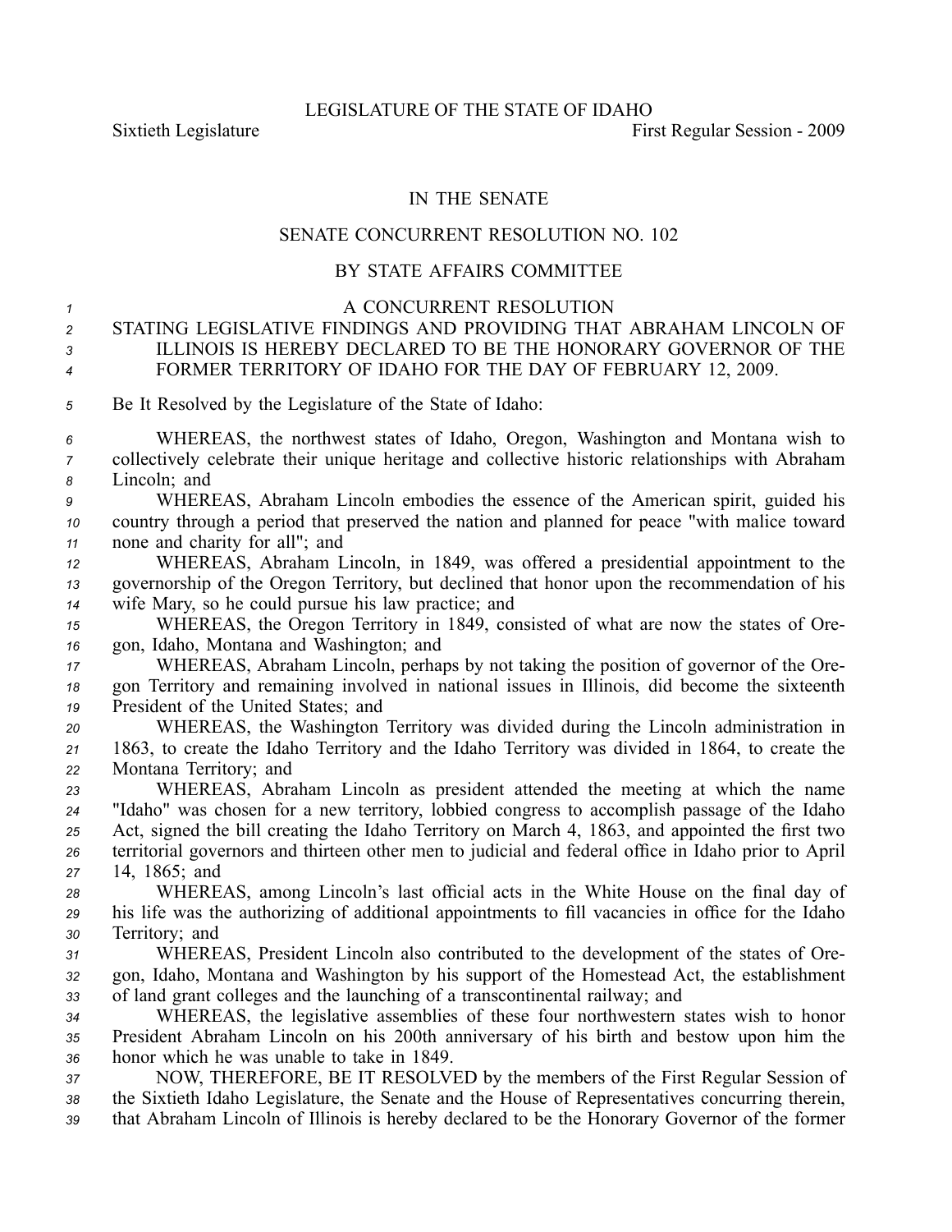LEGISLATURE OF THE STATE OF IDAHO

Sixtieth Legislature First Regular Session - 2009

IN THE SENATE

SENATE CONCURRENT RESOLUTION NO. 102

BY STATE AFFAIRS COMMITTEE

A CONCURRENT RESOLUTION

STATING LEGISLATIVE FINDINGS AND PROVIDING THAT ABRAHAM LINCOLN OF ILLINOIS IS HEREBY DECLARED TO BE THE HONORARY GOVERNOR OF THE FORMER TERRITORY OF IDAHO FOR THE DAY OF FEBRUARY 12, 2009.

Be It Resolved by the Legislature of the State of Idaho:

WHEREAS, the northwest states of Idaho, Oregon, Washington and Montana wish to collectively celebrate their unique heritage and collective historic relationships with Abraham Lincoln; and

WHEREAS, Abraham Lincoln embodies the essence of the American spirit, guided his country through a period that preserved the nation and planned for peace "with malice toward none and charity for all"; and

WHEREAS, Abraham Lincoln, in 1849, was offered a presidential appointment to the governorship of the Oregon Territory, but declined that honor upon the recommendation of his wife Mary, so he could pursue his law practice; and

WHEREAS, the Oregon Territory in 1849, consisted of what are now the states of Oregon, Idaho, Montana and Washington; and

WHEREAS, Abraham Lincoln, perhaps by not taking the position of governor of the Oregon Territory and remaining involved in national issues in Illinois, did become the sixteenth President of the United States; and

WHEREAS, the Washington Territory was divided during the Lincoln administration in 1863, to create the Idaho Territory and the Idaho Territory was divided in 1864, to create the Montana Territory; and

WHEREAS, Abraham Lincoln as president attended the meeting at which the name "Idaho" was chosen for a new territory, lobbied congress to accomplish passage of the Idaho Act, signed the bill creating the Idaho Territory on March 4, 1863, and appointed the first two territorial governors and thirteen other men to judicial and federal office in Idaho prior to April 14, 1865; and

WHEREAS, among Lincoln's last official acts in the White House on the final day of his life was the authorizing of additional appointments to fill vacancies in office for the Idaho Territory; and

WHEREAS, President Lincoln also contributed to the development of the states of Oregon, Idaho, Montana and Washington by his support of the Homestead Act, the establishment of land grant colleges and the launching of a transcontinental railway; and

WHEREAS, the legislative assemblies of these four northwestern states wish to honor President Abraham Lincoln on his 200th anniversary of his birth and bestow upon him the honor which he was unable to take in 1849.

NOW, THEREFORE, BE IT RESOLVED by the members of the First Regular Session of the Sixtieth Idaho Legislature, the Senate and the House of Representatives concurring therein, that Abraham Lincoln of Illinois is hereby declared to be the Honorary Governor of the former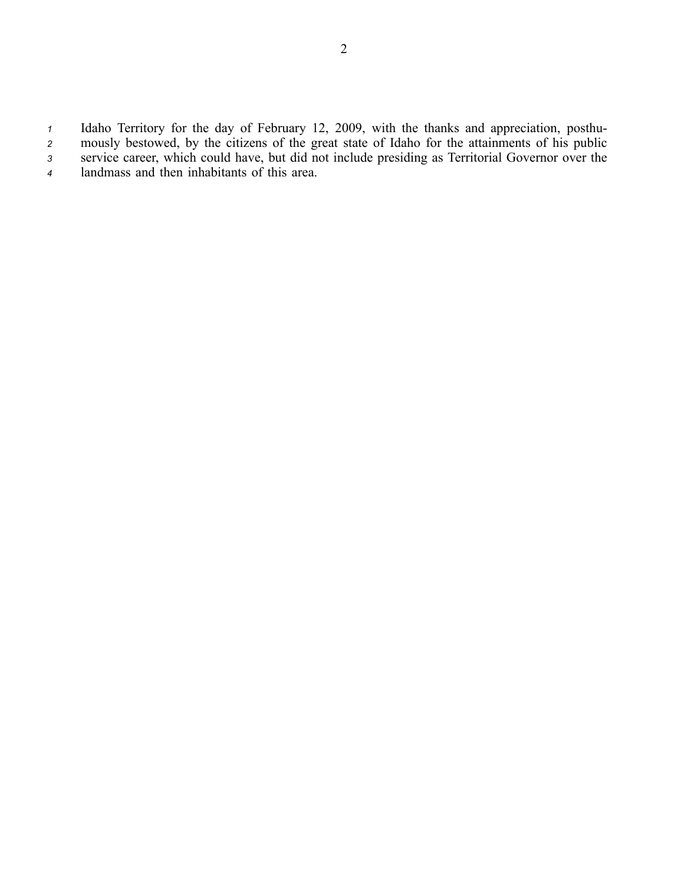Idaho Territory for the day of February 12, 2009, with the thanks and appreciation, posthumously bestowed, by the citizens of the great state of Idaho for the attainments of his public service career, which could have, but did not include presiding as Territorial Governor over the landmass and then inhabitants of this area.